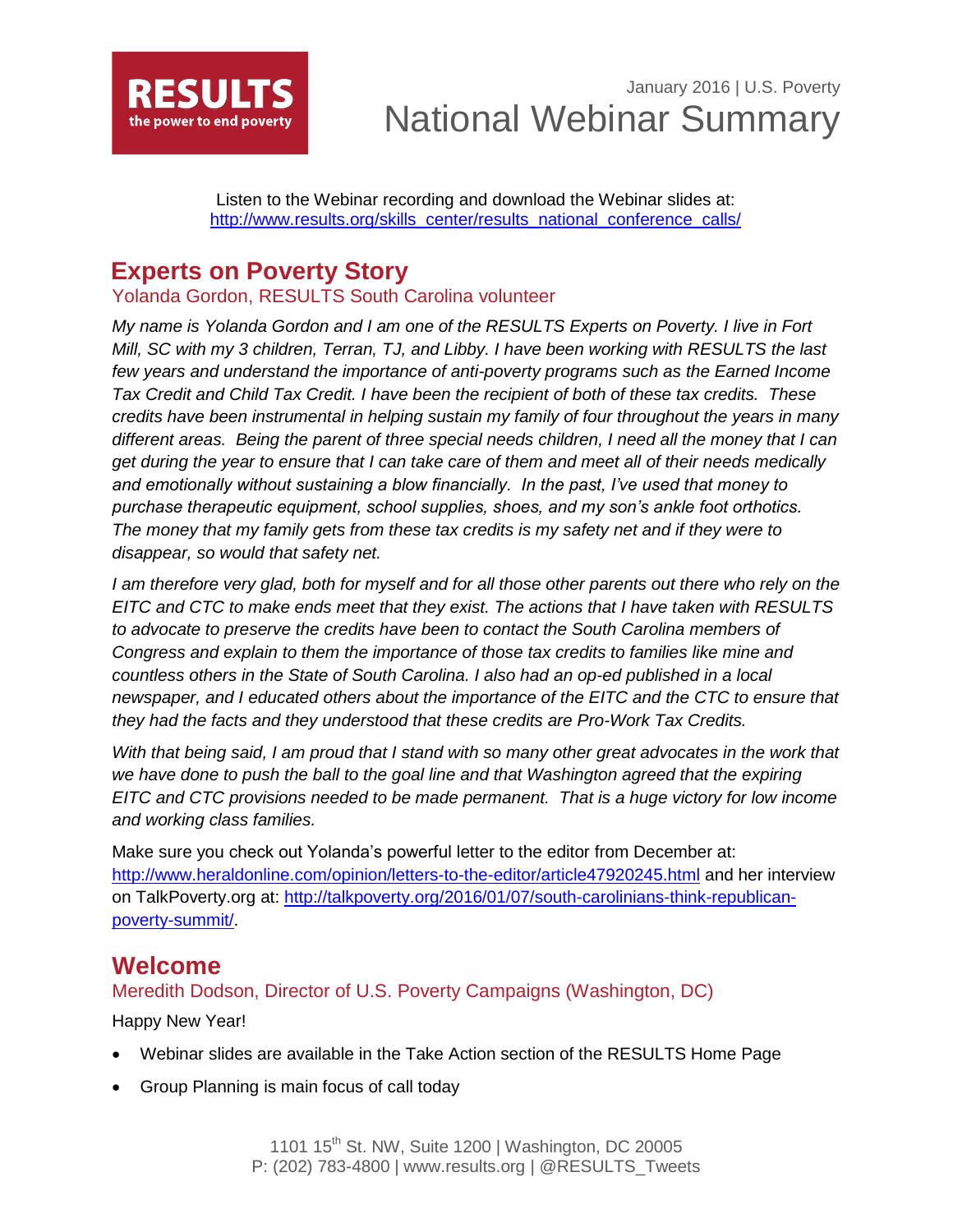RESULTS
the power to end poverty

January 2016 | U.S. Poverty

# National Webinar Summary

Listen to the Webinar recording and download the Webinar slides at:
http://www.results.org/skills_center/results_national_conference_calls/

## Experts on Poverty Story

### Yolanda Gordon, RESULTS South Carolina volunteer

*My name is Yolanda Gordon and I am one of the RESULTS Experts on Poverty. I live in Fort Mill, SC with my 3 children, Terran, TJ, and Libby. I have been working with RESULTS the last few years and understand the importance of anti-poverty programs such as the Earned Income Tax Credit and Child Tax Credit. I have been the recipient of both of these tax credits. These credits have been instrumental in helping sustain my family of four throughout the years in many different areas. Being the parent of three special needs children, I need all the money that I can get during the year to ensure that I can take care of them and meet all of their needs medically and emotionally without sustaining a blow financially. In the past, I've used that money to purchase therapeutic equipment, school supplies, shoes, and my son's ankle foot orthotics. The money that my family gets from these tax credits is my safety net and if they were to disappear, so would that safety net.*

*I am therefore very glad, both for myself and for all those other parents out there who rely on the EITC and CTC to make ends meet that they exist. The actions that I have taken with RESULTS to advocate to preserve the credits have been to contact the South Carolina members of Congress and explain to them the importance of those tax credits to families like mine and countless others in the State of South Carolina. I also had an op-ed published in a local newspaper, and I educated others about the importance of the EITC and the CTC to ensure that they had the facts and they understood that these credits are Pro-Work Tax Credits.*

*With that being said, I am proud that I stand with so many other great advocates in the work that we have done to push the ball to the goal line and that Washington agreed that the expiring EITC and CTC provisions needed to be made permanent. That is a huge victory for low income and working class families.*

Make sure you check out Yolanda's powerful letter to the editor from December at: http://www.heraldonline.com/opinion/letters-to-the-editor/article47920245.html and her interview on TalkPoverty.org at: http://talkpoverty.org/2016/01/07/south-carolinians-think-republican-poverty-summit/.

## Welcome

### Meredith Dodson, Director of U.S. Poverty Campaigns (Washington, DC)

Happy New Year!

- Webinar slides are available in the Take Action section of the RESULTS Home Page
- Group Planning is main focus of call today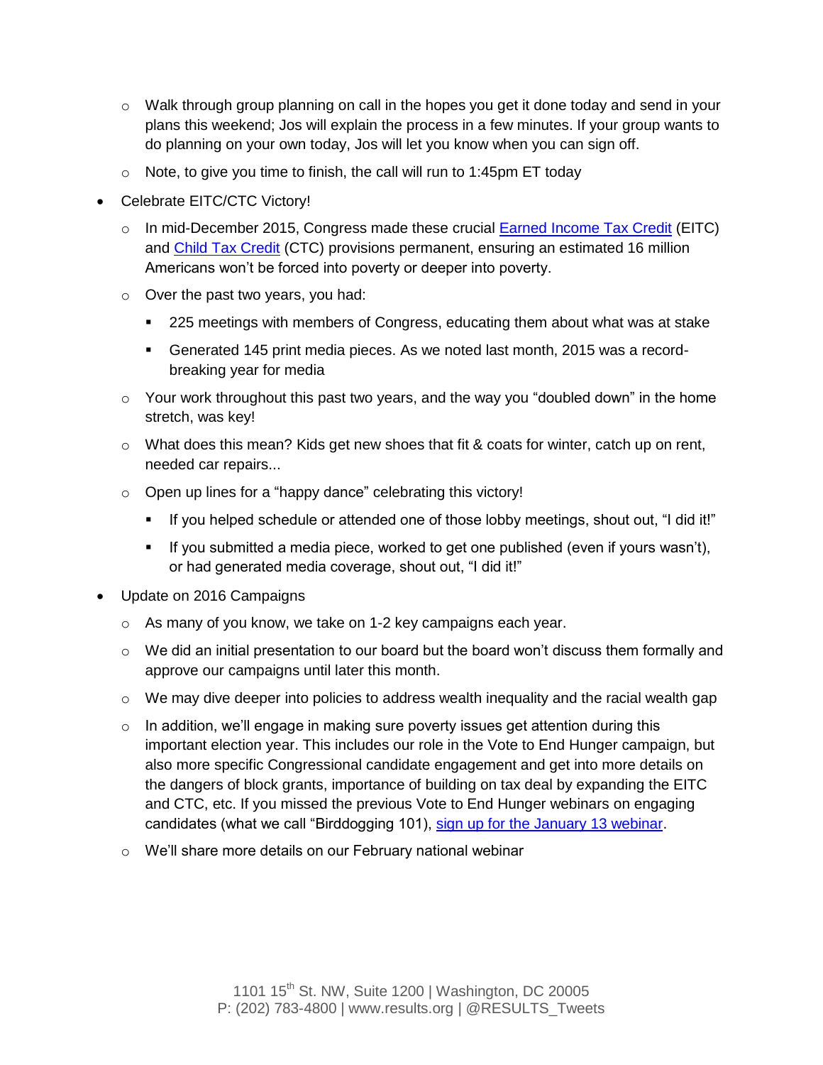- Walk through group planning on call in the hopes you get it done today and send in your plans this weekend; Jos will explain the process in a few minutes. If your group wants to do planning on your own today, Jos will let you know when you can sign off.
  - Note, to give you time to finish, the call will run to 1:45pm ET today
- Celebrate EITC/CTC Victory!
  - In mid-December 2015, Congress made these crucial [Earned Income Tax Credit]() (EITC) and [Child Tax Credit]() (CTC) provisions permanent, ensuring an estimated 16 million Americans won't be forced into poverty or deeper into poverty.
  - Over the past two years, you had:
    - 225 meetings with members of Congress, educating them about what was at stake
    - Generated 145 print media pieces. As we noted last month, 2015 was a record-breaking year for media
  - Your work throughout this past two years, and the way you "doubled down" in the home stretch, was key!
  - What does this mean? Kids get new shoes that fit & coats for winter, catch up on rent, needed car repairs...
  - Open up lines for a "happy dance" celebrating this victory!
    - If you helped schedule or attended one of those lobby meetings, shout out, "I did it!"
    - If you submitted a media piece, worked to get one published (even if yours wasn't), or had generated media coverage, shout out, "I did it!"
- Update on 2016 Campaigns
  - As many of you know, we take on 1-2 key campaigns each year.
  - We did an initial presentation to our board but the board won't discuss them formally and approve our campaigns until later this month.
  - We may dive deeper into policies to address wealth inequality and the racial wealth gap
  - In addition, we'll engage in making sure poverty issues get attention during this important election year. This includes our role in the Vote to End Hunger campaign, but also more specific Congressional candidate engagement and get into more details on the dangers of block grants, importance of building on tax deal by expanding the EITC and CTC, etc. If you missed the previous Vote to End Hunger webinars on engaging candidates (what we call "Birddogging 101), [sign up for the January 13 webinar]().
  - We'll share more details on our February national webinar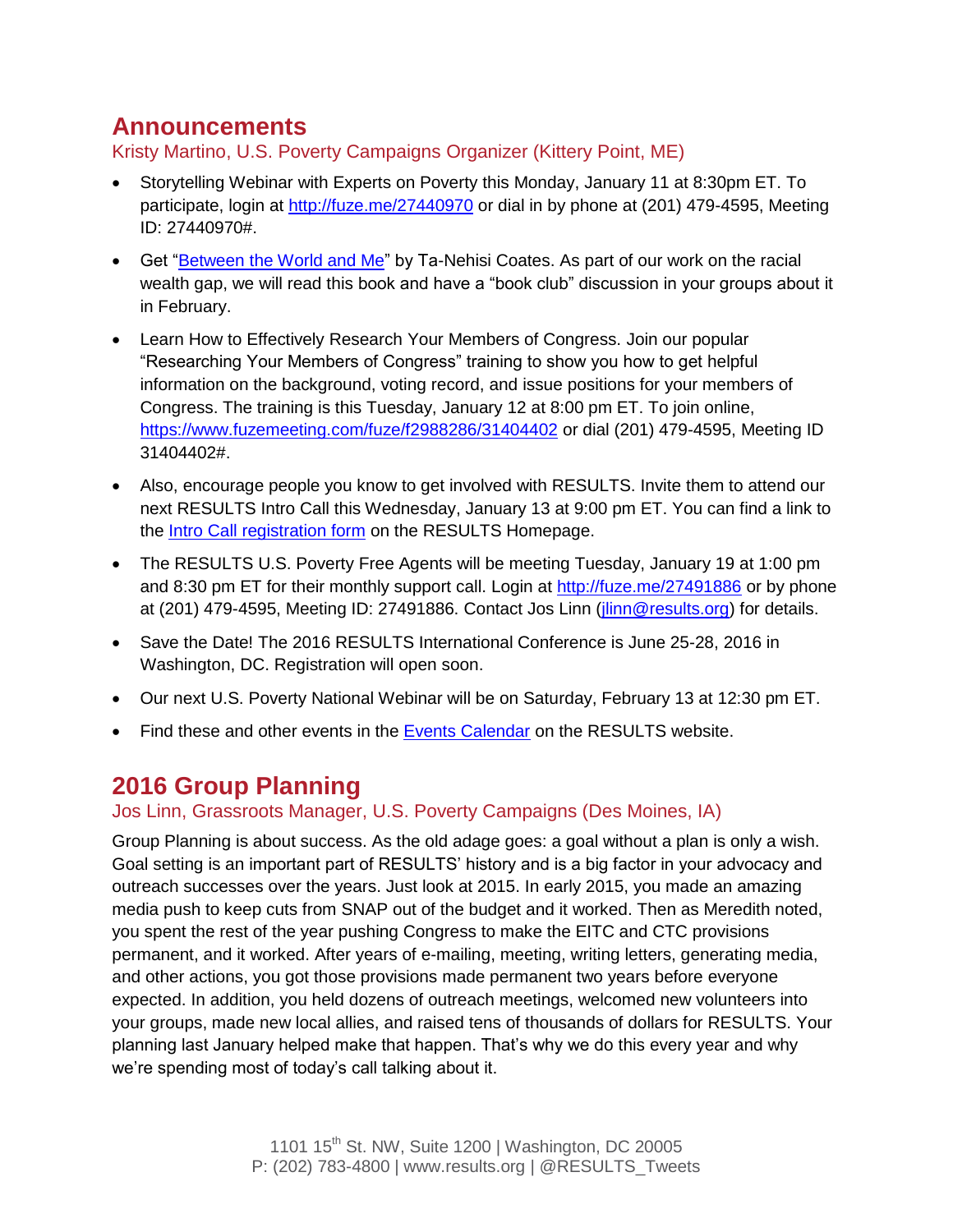## Announcements

Kristy Martino, U.S. Poverty Campaigns Organizer (Kittery Point, ME)

- Storytelling Webinar with Experts on Poverty this Monday, January 11 at 8:30pm ET. To participate, login at http://fuze.me/27440970 or dial in by phone at (201) 479-4595, Meeting ID: 27440970#.
- Get "Between the World and Me" by Ta-Nehisi Coates. As part of our work on the racial wealth gap, we will read this book and have a "book club" discussion in your groups about it in February.
- Learn How to Effectively Research Your Members of Congress. Join our popular "Researching Your Members of Congress" training to show you how to get helpful information on the background, voting record, and issue positions for your members of Congress. The training is this Tuesday, January 12 at 8:00 pm ET. To join online, https://www.fuzemeeting.com/fuze/f2988286/31404402 or dial (201) 479-4595, Meeting ID 31404402#.
- Also, encourage people you know to get involved with RESULTS. Invite them to attend our next RESULTS Intro Call this Wednesday, January 13 at 9:00 pm ET. You can find a link to the Intro Call registration form on the RESULTS Homepage.
- The RESULTS U.S. Poverty Free Agents will be meeting Tuesday, January 19 at 1:00 pm and 8:30 pm ET for their monthly support call. Login at http://fuze.me/27491886 or by phone at (201) 479-4595, Meeting ID: 27491886. Contact Jos Linn (jlinn@results.org) for details.
- Save the Date! The 2016 RESULTS International Conference is June 25-28, 2016 in Washington, DC. Registration will open soon.
- Our next U.S. Poverty National Webinar will be on Saturday, February 13 at 12:30 pm ET.
- Find these and other events in the Events Calendar on the RESULTS website.

## 2016 Group Planning

Jos Linn, Grassroots Manager, U.S. Poverty Campaigns (Des Moines, IA)

Group Planning is about success. As the old adage goes: a goal without a plan is only a wish. Goal setting is an important part of RESULTS' history and is a big factor in your advocacy and outreach successes over the years. Just look at 2015. In early 2015, you made an amazing media push to keep cuts from SNAP out of the budget and it worked. Then as Meredith noted, you spent the rest of the year pushing Congress to make the EITC and CTC provisions permanent, and it worked. After years of e-mailing, meeting, writing letters, generating media, and other actions, you got those provisions made permanent two years before everyone expected. In addition, you held dozens of outreach meetings, welcomed new volunteers into your groups, made new local allies, and raised tens of thousands of dollars for RESULTS. Your planning last January helped make that happen. That's why we do this every year and why we're spending most of today's call talking about it.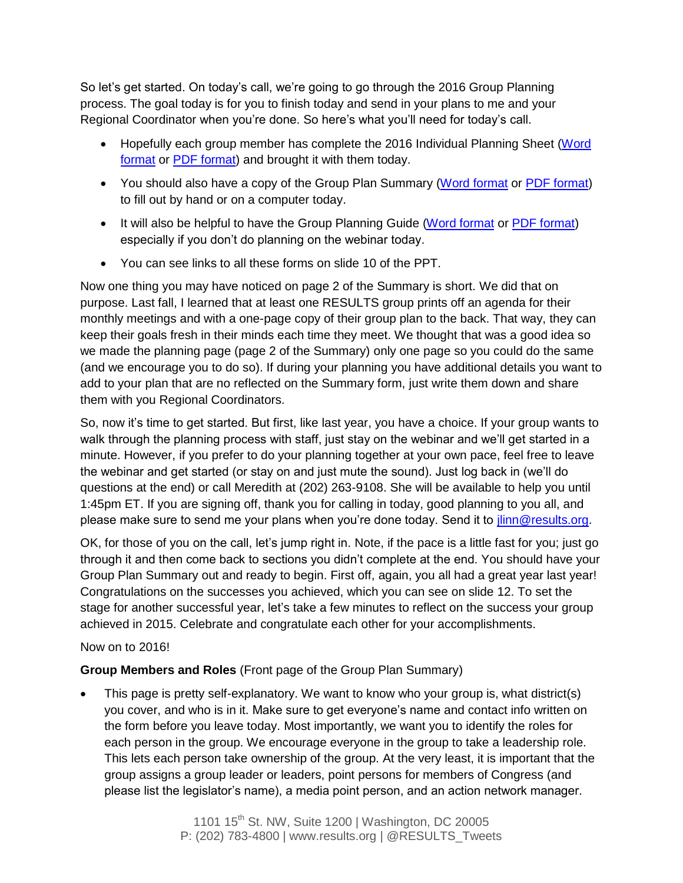So let's get started. On today's call, we're going to go through the 2016 Group Planning process. The goal today is for you to finish today and send in your plans to me and your Regional Coordinator when you're done. So here's what you'll need for today's call.

- Hopefully each group member has complete the 2016 Individual Planning Sheet (Word format or PDF format) and brought it with them today.
- You should also have a copy of the Group Plan Summary (Word format or PDF format) to fill out by hand or on a computer today.
- It will also be helpful to have the Group Planning Guide (Word format or PDF format) especially if you don't do planning on the webinar today.
- You can see links to all these forms on slide 10 of the PPT.

Now one thing you may have noticed on page 2 of the Summary is short. We did that on purpose. Last fall, I learned that at least one RESULTS group prints off an agenda for their monthly meetings and with a one-page copy of their group plan to the back. That way, they can keep their goals fresh in their minds each time they meet. We thought that was a good idea so we made the planning page (page 2 of the Summary) only one page so you could do the same (and we encourage you to do so). If during your planning you have additional details you want to add to your plan that are no reflected on the Summary form, just write them down and share them with you Regional Coordinators.

So, now it's time to get started. But first, like last year, you have a choice. If your group wants to walk through the planning process with staff, just stay on the webinar and we'll get started in a minute. However, if you prefer to do your planning together at your own pace, feel free to leave the webinar and get started (or stay on and just mute the sound). Just log back in (we'll do questions at the end) or call Meredith at (202) 263-9108. She will be available to help you until 1:45pm ET. If you are signing off, thank you for calling in today, good planning to you all, and please make sure to send me your plans when you're done today. Send it to jlinn@results.org.

OK, for those of you on the call, let's jump right in. Note, if the pace is a little fast for you; just go through it and then come back to sections you didn't complete at the end. You should have your Group Plan Summary out and ready to begin. First off, again, you all had a great year last year! Congratulations on the successes you achieved, which you can see on slide 12. To set the stage for another successful year, let's take a few minutes to reflect on the success your group achieved in 2015. Celebrate and congratulate each other for your accomplishments.

Now on to 2016!

**Group Members and Roles** (Front page of the Group Plan Summary)

- This page is pretty self-explanatory. We want to know who your group is, what district(s) you cover, and who is in it. Make sure to get everyone's name and contact info written on the form before you leave today. Most importantly, we want you to identify the roles for each person in the group. We encourage everyone in the group to take a leadership role. This lets each person take ownership of the group. At the very least, it is important that the group assigns a group leader or leaders, point persons for members of Congress (and please list the legislator's name), a media point person, and an action network manager.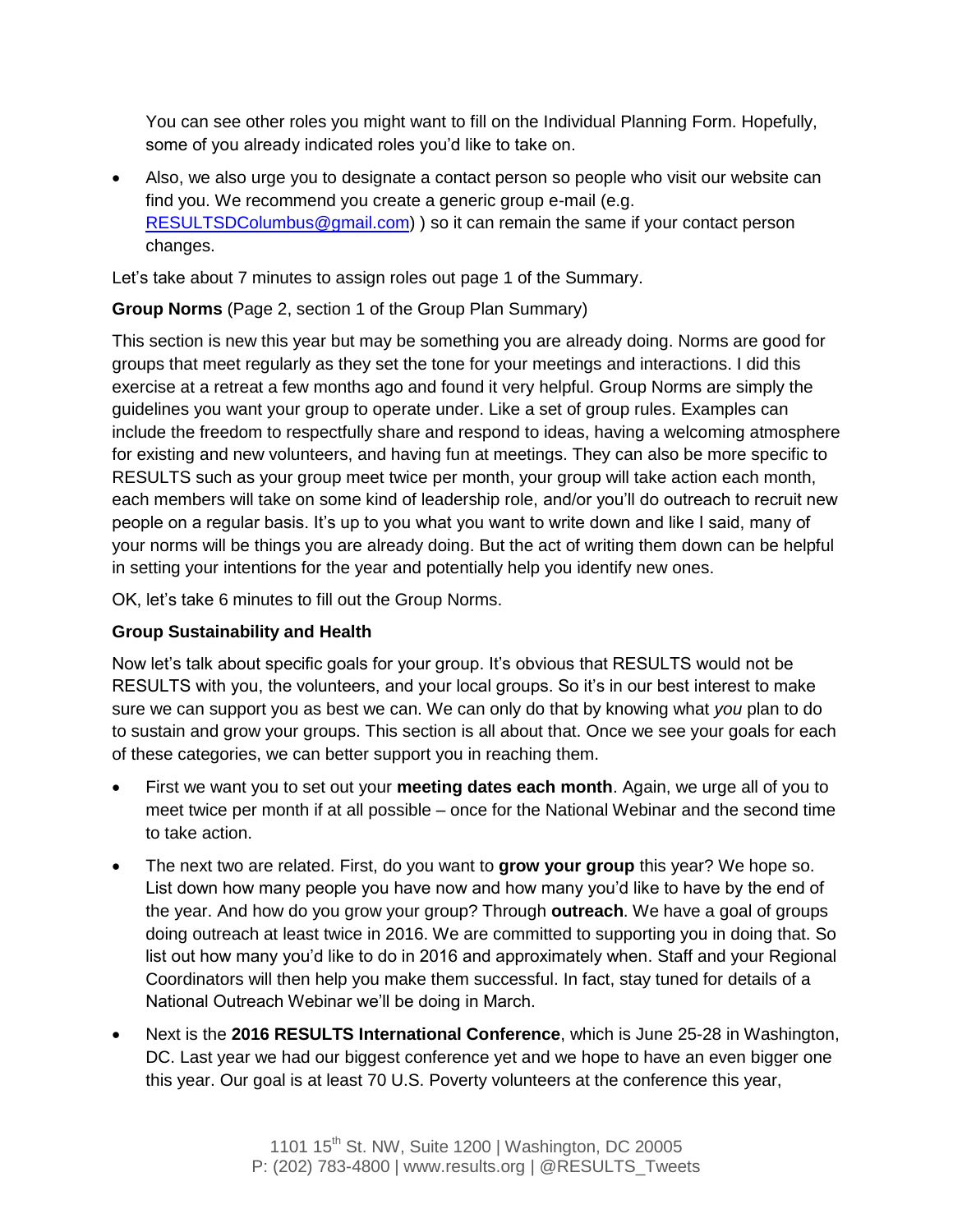You can see other roles you might want to fill on the Individual Planning Form. Hopefully, some of you already indicated roles you'd like to take on.

- Also, we also urge you to designate a contact person so people who visit our website can find you. We recommend you create a generic group e-mail (e.g. RESULTSDColumbus@gmail.com) ) so it can remain the same if your contact person changes.

Let's take about 7 minutes to assign roles out page 1 of the Summary.

**Group Norms** (Page 2, section 1 of the Group Plan Summary)

This section is new this year but may be something you are already doing. Norms are good for groups that meet regularly as they set the tone for your meetings and interactions. I did this exercise at a retreat a few months ago and found it very helpful. Group Norms are simply the guidelines you want your group to operate under. Like a set of group rules. Examples can include the freedom to respectfully share and respond to ideas, having a welcoming atmosphere for existing and new volunteers, and having fun at meetings. They can also be more specific to RESULTS such as your group meet twice per month, your group will take action each month, each members will take on some kind of leadership role, and/or you'll do outreach to recruit new people on a regular basis. It's up to you what you want to write down and like I said, many of your norms will be things you are already doing. But the act of writing them down can be helpful in setting your intentions for the year and potentially help you identify new ones.

OK, let's take 6 minutes to fill out the Group Norms.

**Group Sustainability and Health**

Now let's talk about specific goals for your group. It's obvious that RESULTS would not be RESULTS with you, the volunteers, and your local groups. So it's in our best interest to make sure we can support you as best we can. We can only do that by knowing what *you* plan to do to sustain and grow your groups. This section is all about that. Once we see your goals for each of these categories, we can better support you in reaching them.

- First we want you to set out your **meeting dates each month**. Again, we urge all of you to meet twice per month if at all possible – once for the National Webinar and the second time to take action.
- The next two are related. First, do you want to **grow your group** this year? We hope so. List down how many people you have now and how many you'd like to have by the end of the year. And how do you grow your group? Through **outreach**. We have a goal of groups doing outreach at least twice in 2016. We are committed to supporting you in doing that. So list out how many you'd like to do in 2016 and approximately when. Staff and your Regional Coordinators will then help you make them successful. In fact, stay tuned for details of a National Outreach Webinar we'll be doing in March.
- Next is the **2016 RESULTS International Conference**, which is June 25-28 in Washington, DC. Last year we had our biggest conference yet and we hope to have an even bigger one this year. Our goal is at least 70 U.S. Poverty volunteers at the conference this year,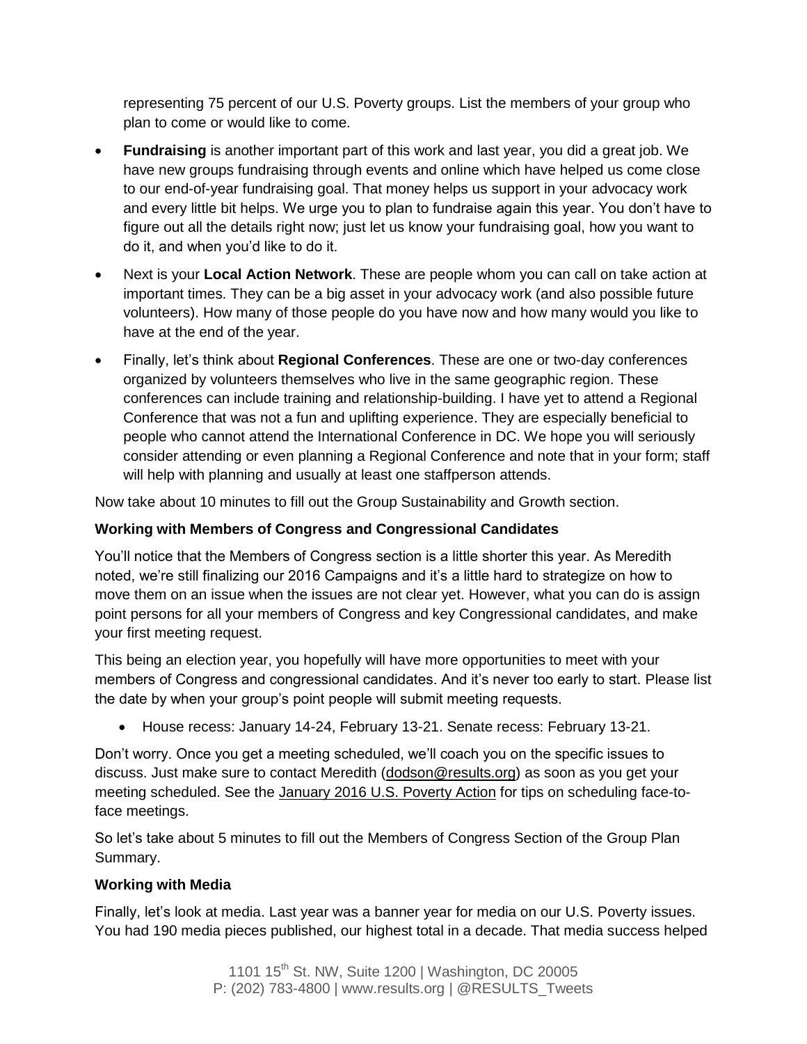representing 75 percent of our U.S. Poverty groups. List the members of your group who plan to come or would like to come.

- **Fundraising** is another important part of this work and last year, you did a great job. We have new groups fundraising through events and online which have helped us come close to our end-of-year fundraising goal. That money helps us support in your advocacy work and every little bit helps. We urge you to plan to fundraise again this year. You don't have to figure out all the details right now; just let us know your fundraising goal, how you want to do it, and when you'd like to do it.
- Next is your **Local Action Network**. These are people whom you can call on take action at important times. They can be a big asset in your advocacy work (and also possible future volunteers). How many of those people do you have now and how many would you like to have at the end of the year.
- Finally, let's think about **Regional Conferences**. These are one or two-day conferences organized by volunteers themselves who live in the same geographic region. These conferences can include training and relationship-building. I have yet to attend a Regional Conference that was not a fun and uplifting experience. They are especially beneficial to people who cannot attend the International Conference in DC. We hope you will seriously consider attending or even planning a Regional Conference and note that in your form; staff will help with planning and usually at least one staffperson attends.

Now take about 10 minutes to fill out the Group Sustainability and Growth section.

**Working with Members of Congress and Congressional Candidates**

You'll notice that the Members of Congress section is a little shorter this year. As Meredith noted, we're still finalizing our 2016 Campaigns and it's a little hard to strategize on how to move them on an issue when the issues are not clear yet. However, what you can do is assign point persons for all your members of Congress and key Congressional candidates, and make your first meeting request.

This being an election year, you hopefully will have more opportunities to meet with your members of Congress and congressional candidates. And it's never too early to start. Please list the date by when your group's point people will submit meeting requests.

- House recess: January 14-24, February 13-21. Senate recess: February 13-21.

Don't worry. Once you get a meeting scheduled, we'll coach you on the specific issues to discuss. Just make sure to contact Meredith (dodson@results.org) as soon as you get your meeting scheduled. See the January 2016 U.S. Poverty Action for tips on scheduling face-to-face meetings.

So let's take about 5 minutes to fill out the Members of Congress Section of the Group Plan Summary.

**Working with Media**

Finally, let's look at media. Last year was a banner year for media on our U.S. Poverty issues. You had 190 media pieces published, our highest total in a decade. That media success helped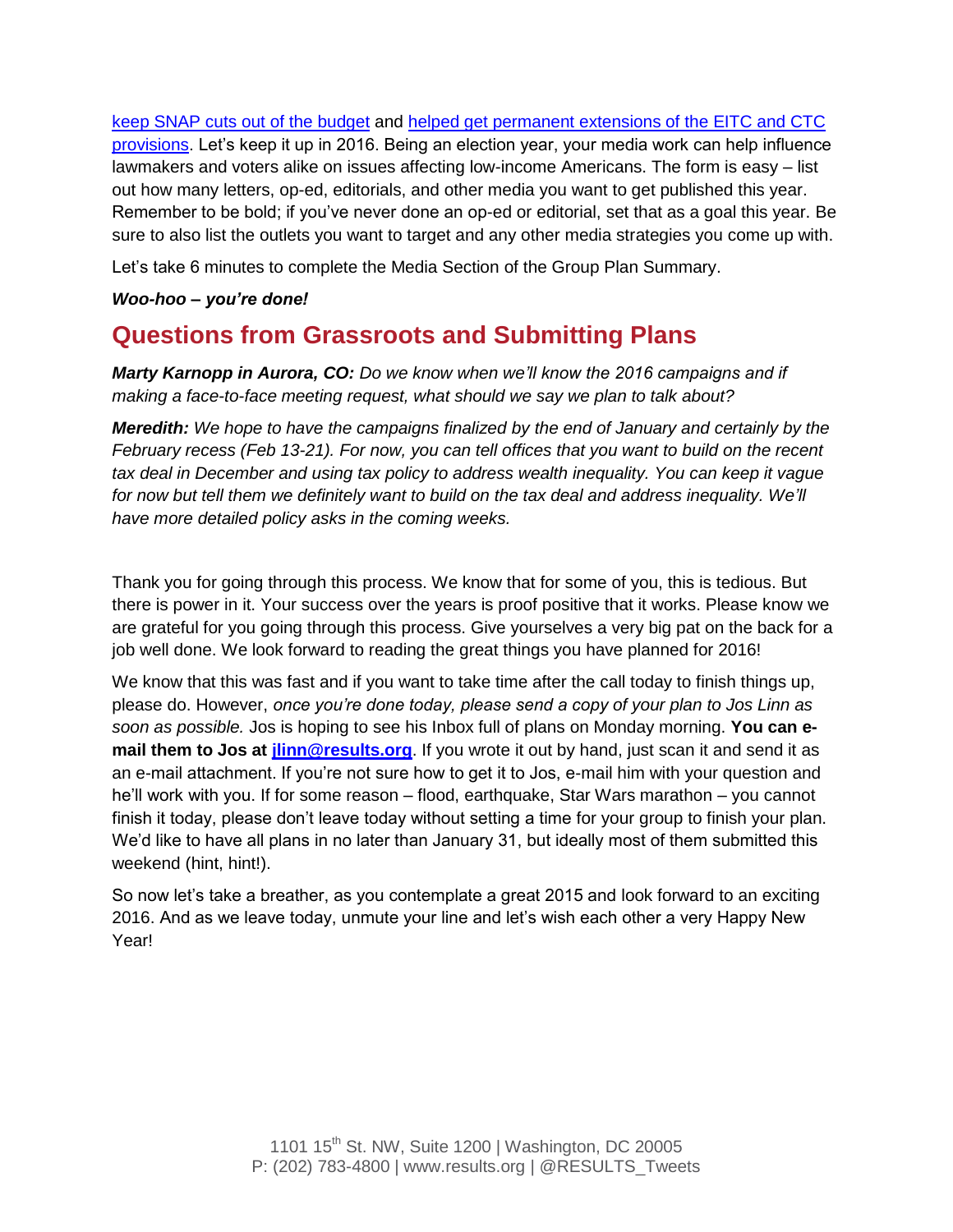[keep SNAP cuts out of the budget] and [helped get permanent extensions of the EITC and CTC provisions]. Let's keep it up in 2016. Being an election year, your media work can help influence lawmakers and voters alike on issues affecting low-income Americans. The form is easy – list out how many letters, op-ed, editorials, and other media you want to get published this year. Remember to be bold; if you've never done an op-ed or editorial, set that as a goal this year. Be sure to also list the outlets you want to target and any other media strategies you come up with.

Let's take 6 minutes to complete the Media Section of the Group Plan Summary.

***Woo-hoo – you're done!***

## Questions from Grassroots and Submitting Plans

***Marty Karnopp in Aurora, CO:*** *Do we know when we'll know the 2016 campaigns and if making a face-to-face meeting request, what should we say we plan to talk about?*

***Meredith:*** *We hope to have the campaigns finalized by the end of January and certainly by the February recess (Feb 13-21). For now, you can tell offices that you want to build on the recent tax deal in December and using tax policy to address wealth inequality. You can keep it vague for now but tell them we definitely want to build on the tax deal and address inequality. We'll have more detailed policy asks in the coming weeks.*

Thank you for going through this process. We know that for some of you, this is tedious. But there is power in it. Your success over the years is proof positive that it works. Please know we are grateful for you going through this process. Give yourselves a very big pat on the back for a job well done. We look forward to reading the great things you have planned for 2016!

We know that this was fast and if you want to take time after the call today to finish things up, please do. However, *once you're done today, please send a copy of your plan to Jos Linn as soon as possible.* Jos is hoping to see his Inbox full of plans on Monday morning. **You can e-mail them to Jos at jlinn@results.org**. If you wrote it out by hand, just scan it and send it as an e-mail attachment. If you're not sure how to get it to Jos, e-mail him with your question and he'll work with you. If for some reason – flood, earthquake, Star Wars marathon – you cannot finish it today, please don't leave today without setting a time for your group to finish your plan. We'd like to have all plans in no later than January 31, but ideally most of them submitted this weekend (hint, hint!).

So now let's take a breather, as you contemplate a great 2015 and look forward to an exciting 2016. And as we leave today, unmute your line and let's wish each other a very Happy New Year!

1101 15th St. NW, Suite 1200 | Washington, DC 20005
P: (202) 783-4800 | www.results.org | @RESULTS_Tweets